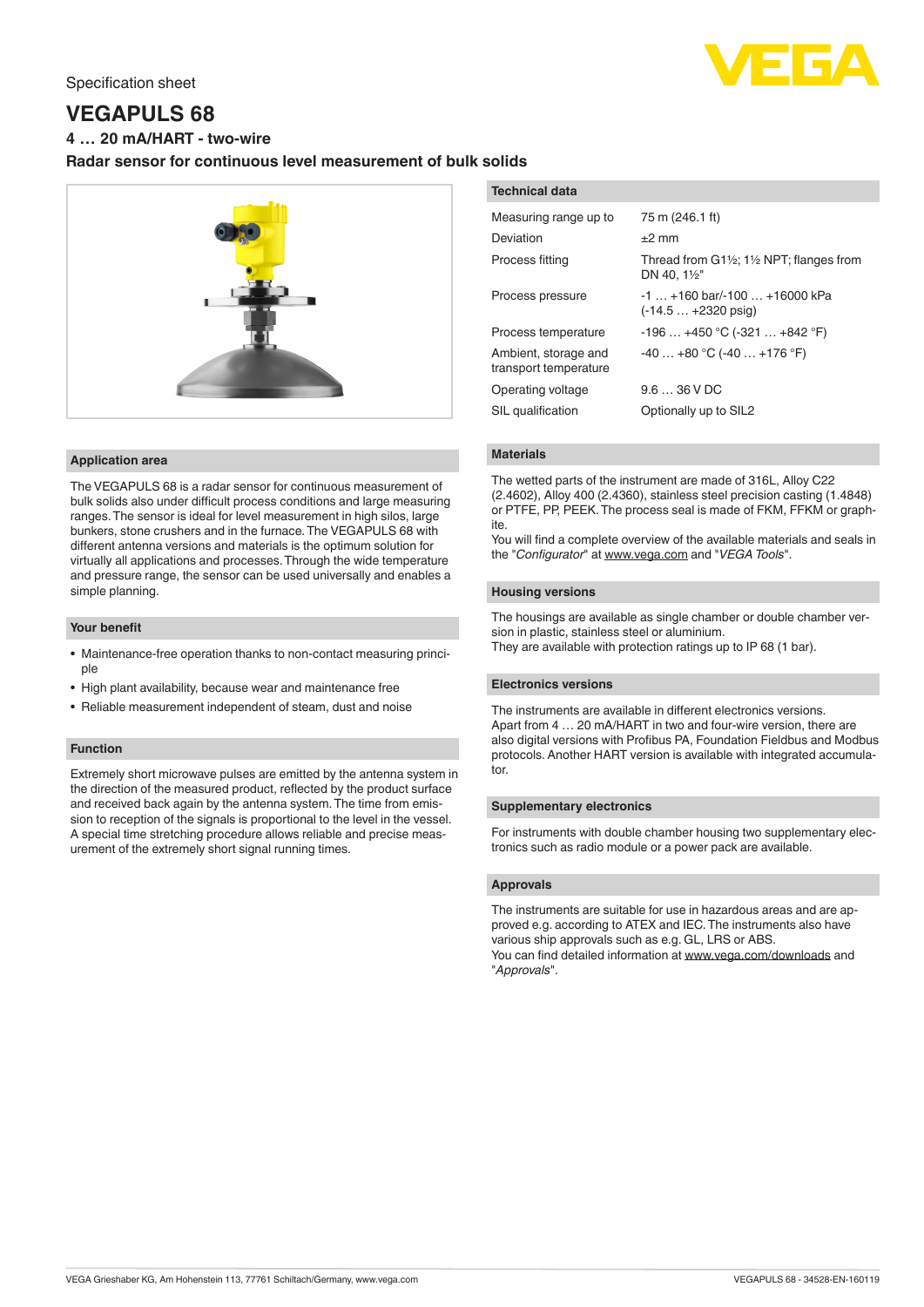Specification sheet

# VEGAPULS 68

### 4 … 20 mA/HART - two-wire

### Radar sensor for continuous level measurement of bulk solids

## Technical data

| | |
|---|---|
| Measuring range up to | 75 m (246.1 ft) |
| Deviation | ±2 mm |
| Process fitting | Thread from G1½; 1½ NPT; flanges from DN 40, 1½" |
| Process pressure | -1 … +160 bar/-100 … +16000 kPa (-14.5 … +2320 psig) |
| Process temperature | -196 … +450 °C (-321 … +842 °F) |
| Ambient, storage and transport temperature | -40 … +80 °C (-40 … +176 °F) |
| Operating voltage | 9.6 … 36 V DC |
| SIL qualification | Optionally up to SIL2 |

## Application area

The VEGAPULS 68 is a radar sensor for continuous measurement of bulk solids also under difficult process conditions and large measuring ranges. The sensor is ideal for level measurement in high silos, large bunkers, stone crushers and in the furnace. The VEGAPULS 68 with different antenna versions and materials is the optimum solution for virtually all applications and processes. Through the wide temperature and pressure range, the sensor can be used universally and enables a simple planning.

## Your benefit

- Maintenance-free operation thanks to non-contact measuring principle
- High plant availability, because wear and maintenance free
- Reliable measurement independent of steam, dust and noise

## Function

Extremely short microwave pulses are emitted by the antenna system in the direction of the measured product, reflected by the product surface and received back again by the antenna system. The time from emission to reception of the signals is proportional to the level in the vessel. A special time stretching procedure allows reliable and precise measurement of the extremely short signal running times.

## Materials

The wetted parts of the instrument are made of 316L, Alloy C22 (2.4602), Alloy 400 (2.4360), stainless steel precision casting (1.4848) or PTFE, PP, PEEK. The process seal is made of FKM, FFKM or graphite.

You will find a complete overview of the available materials and seals in the "*Configurator*" at www.vega.com and "*VEGA Tools*".

## Housing versions

The housings are available as single chamber or double chamber version in plastic, stainless steel or aluminium.

They are available with protection ratings up to IP 68 (1 bar).

## Electronics versions

The instruments are available in different electronics versions.

Apart from 4 … 20 mA/HART in two and four-wire version, there are also digital versions with Profibus PA, Foundation Fieldbus and Modbus protocols. Another HART version is available with integrated accumulator.

## Supplementary electronics

For instruments with double chamber housing two supplementary electronics such as radio module or a power pack are available.

## Approvals

The instruments are suitable for use in hazardous areas and are approved e.g. according to ATEX and IEC. The instruments also have various ship approvals such as e.g. GL, LRS or ABS.

You can find detailed information at www.vega.com/downloads and "*Approvals*".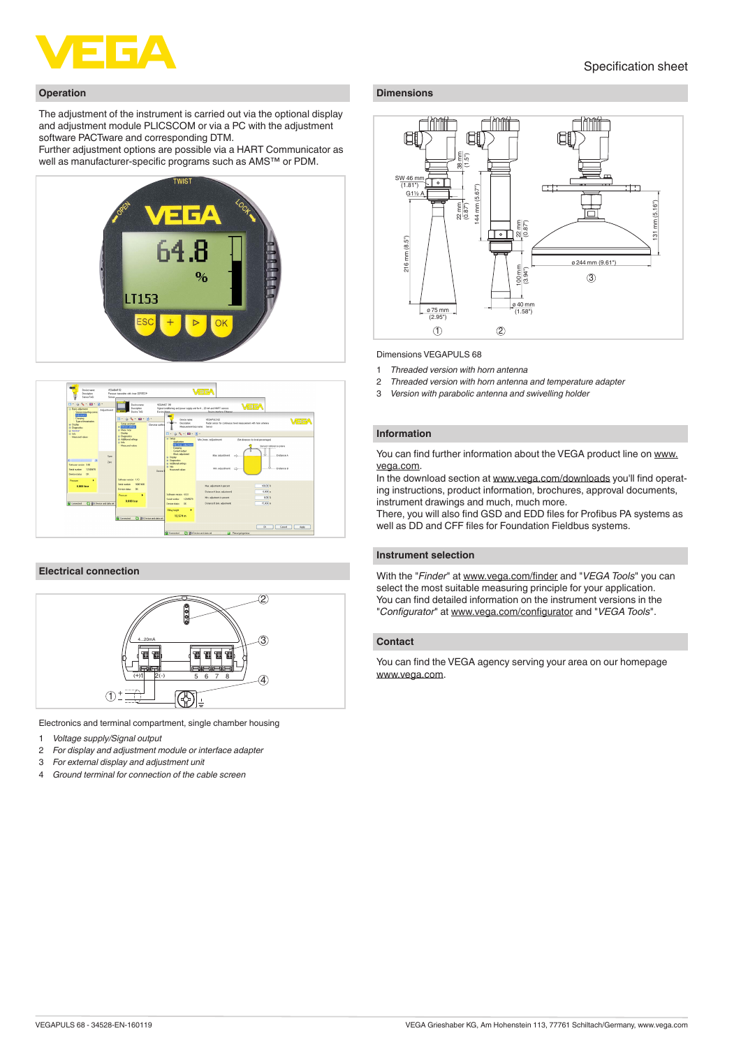## Operation

The adjustment of the instrument is carried out via the optional display and adjustment module PLICSCOM or via a PC with the adjustment software PACTware and corresponding DTM.
Further adjustment options are possible via a HART Communicator as well as manufacturer-specific programs such as AMS™ or PDM.

## Electrical connection

Electronics and terminal compartment, single chamber housing

1. *Voltage supply/Signal output*
2. *For display and adjustment module or interface adapter*
3. *For external display and adjustment unit*
4. *Ground terminal for connection of the cable screen*

## Dimensions

Dimensions VEGAPULS 68

1. *Threaded version with horn antenna*
2. *Threaded version with horn antenna and temperature adapter*
3. *Version with parabolic antenna and swivelling holder*

## Information

You can find further information about the VEGA product line on www.vega.com.
In the download section at www.vega.com/downloads you'll find operating instructions, product information, brochures, approval documents, instrument drawings and much, much more.
There, you will also find GSD and EDD files for Profibus PA systems as well as DD and CFF files for Foundation Fieldbus systems.

## Instrument selection

With the "*Finder*" at www.vega.com/finder and "*VEGA Tools*" you can select the most suitable measuring principle for your application.
You can find detailed information on the instrument versions in the "*Configurator*" at www.vega.com/configurator and "*VEGA Tools*".

## Contact

You can find the VEGA agency serving your area on our homepage www.vega.com.